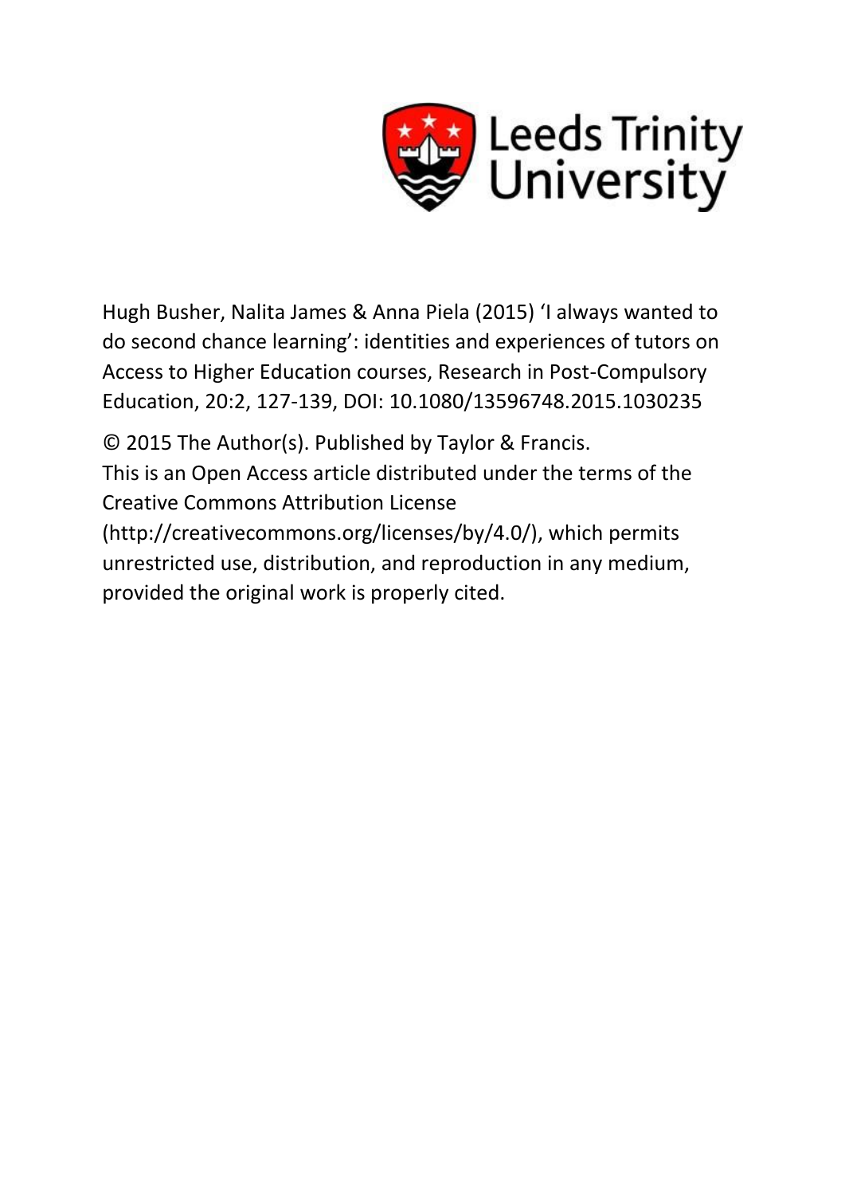Leeds Trinity University

Hugh Busher, Nalita James & Anna Piela (2015) 'I always wanted to do second chance learning': identities and experiences of tutors on Access to Higher Education courses, Research in Post-Compulsory Education, 20:2, 127-139, DOI: 10.1080/13596748.2015.1030235

© 2015 The Author(s). Published by Taylor & Francis.
This is an Open Access article distributed under the terms of the Creative Commons Attribution License (http://creativecommons.org/licenses/by/4.0/), which permits unrestricted use, distribution, and reproduction in any medium, provided the original work is properly cited.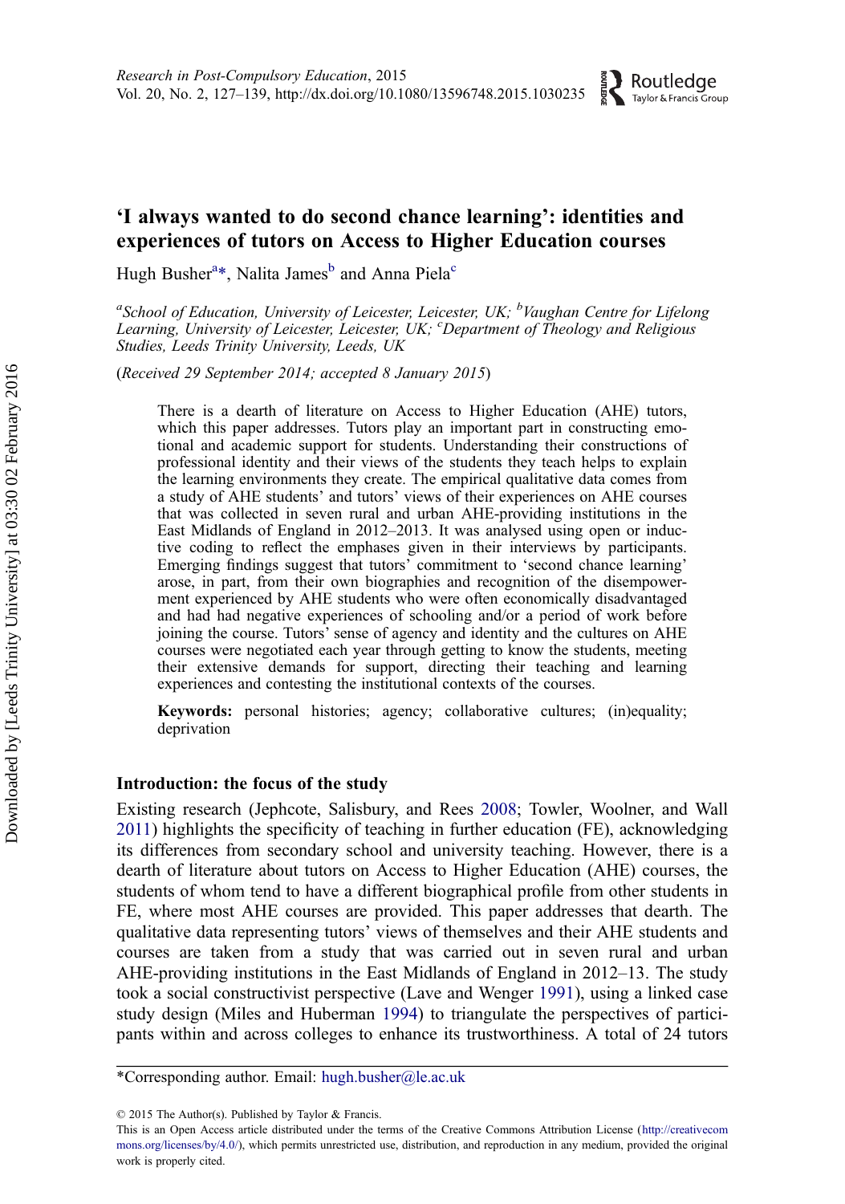# 'I always wanted to do second chance learning': identities and experiences of tutors on Access to Higher Education courses

Hugh Busher[a]*, Nalita James[b] and Anna Piela[c]

[a]*School of Education, University of Leicester, Leicester, UK;* [b]*Vaughan Centre for Lifelong Learning, University of Leicester, Leicester, UK;* [c]*Department of Theology and Religious Studies, Leeds Trinity University, Leeds, UK*

(*Received 29 September 2014; accepted 8 January 2015*)

There is a dearth of literature on Access to Higher Education (AHE) tutors, which this paper addresses. Tutors play an important part in constructing emotional and academic support for students. Understanding their constructions of professional identity and their views of the students they teach helps to explain the learning environments they create. The empirical qualitative data comes from a study of AHE students' and tutors' views of their experiences on AHE courses that was collected in seven rural and urban AHE-providing institutions in the East Midlands of England in 2012–2013. It was analysed using open or inductive coding to reflect the emphases given in their interviews by participants. Emerging findings suggest that tutors' commitment to 'second chance learning' arose, in part, from their own biographies and recognition of the disempowerment experienced by AHE students who were often economically disadvantaged and had had negative experiences of schooling and/or a period of work before joining the course. Tutors' sense of agency and identity and the cultures on AHE courses were negotiated each year through getting to know the students, meeting their extensive demands for support, directing their teaching and learning experiences and contesting the institutional contexts of the courses.

**Keywords:** personal histories; agency; collaborative cultures; (in)equality; deprivation

## Introduction: the focus of the study

Existing research (Jephcote, Salisbury, and Rees 2008; Towler, Woolner, and Wall 2011) highlights the specificity of teaching in further education (FE), acknowledging its differences from secondary school and university teaching. However, there is a dearth of literature about tutors on Access to Higher Education (AHE) courses, the students of whom tend to have a different biographical profile from other students in FE, where most AHE courses are provided. This paper addresses that dearth. The qualitative data representing tutors' views of themselves and their AHE students and courses are taken from a study that was carried out in seven rural and urban AHE-providing institutions in the East Midlands of England in 2012–13. The study took a social constructivist perspective (Lave and Wenger 1991), using a linked case study design (Miles and Huberman 1994) to triangulate the perspectives of participants within and across colleges to enhance its trustworthiness. A total of 24 tutors

*Corresponding author. Email: hugh.busher@le.ac.uk

© 2015 The Author(s). Published by Taylor & Francis.
This is an Open Access article distributed under the terms of the Creative Commons Attribution License (http://creativecommons.org/licenses/by/4.0/), which permits unrestricted use, distribution, and reproduction in any medium, provided the original work is properly cited.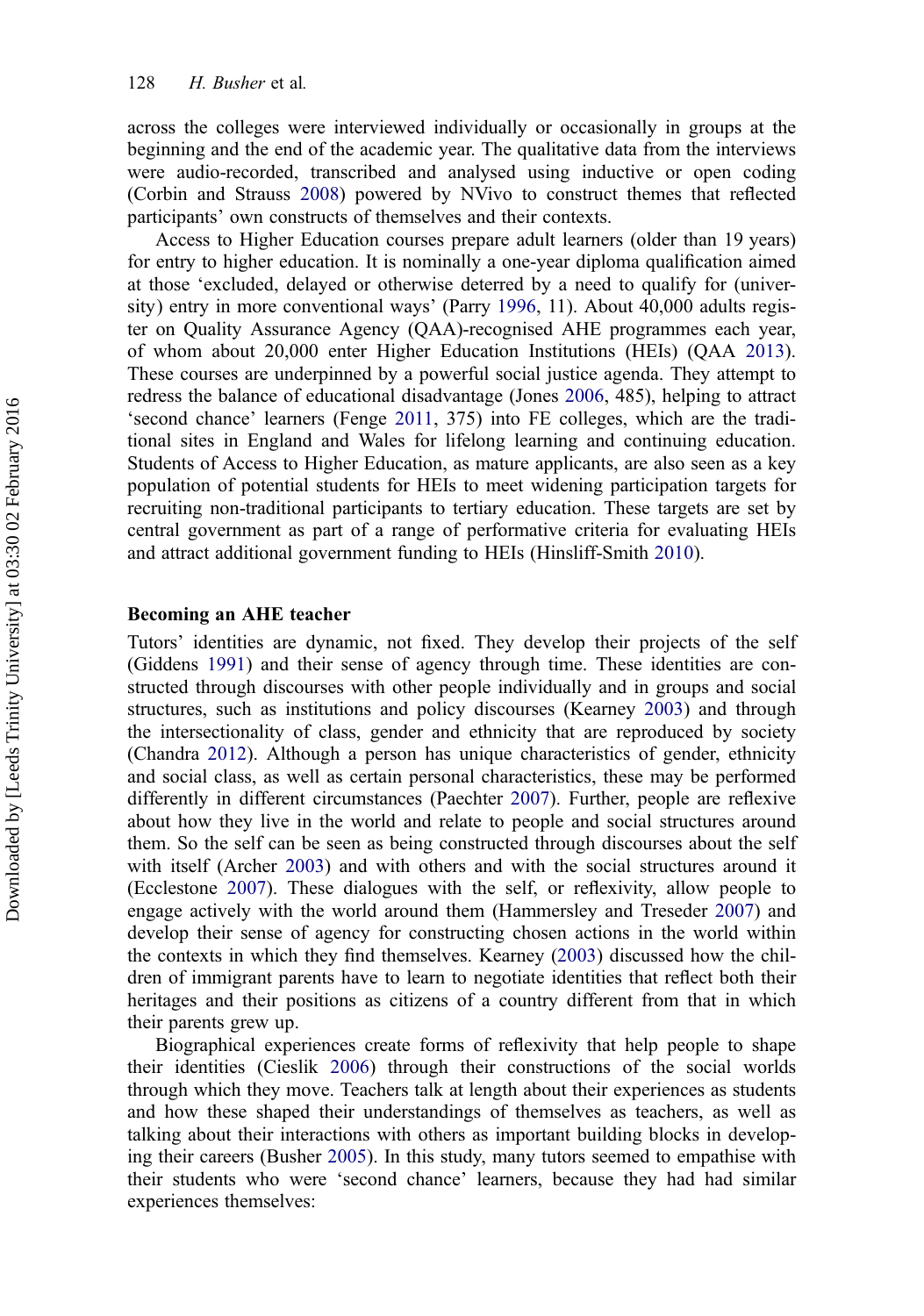across the colleges were interviewed individually or occasionally in groups at the beginning and the end of the academic year. The qualitative data from the interviews were audio-recorded, transcribed and analysed using inductive or open coding (Corbin and Strauss 2008) powered by NVivo to construct themes that reflected participants' own constructs of themselves and their contexts.

Access to Higher Education courses prepare adult learners (older than 19 years) for entry to higher education. It is nominally a one-year diploma qualification aimed at those 'excluded, delayed or otherwise deterred by a need to qualify for (university) entry in more conventional ways' (Parry 1996, 11). About 40,000 adults register on Quality Assurance Agency (QAA)-recognised AHE programmes each year, of whom about 20,000 enter Higher Education Institutions (HEIs) (QAA 2013). These courses are underpinned by a powerful social justice agenda. They attempt to redress the balance of educational disadvantage (Jones 2006, 485), helping to attract 'second chance' learners (Fenge 2011, 375) into FE colleges, which are the traditional sites in England and Wales for lifelong learning and continuing education. Students of Access to Higher Education, as mature applicants, are also seen as a key population of potential students for HEIs to meet widening participation targets for recruiting non-traditional participants to tertiary education. These targets are set by central government as part of a range of performative criteria for evaluating HEIs and attract additional government funding to HEIs (Hinsliff-Smith 2010).

## Becoming an AHE teacher

Tutors' identities are dynamic, not fixed. They develop their projects of the self (Giddens 1991) and their sense of agency through time. These identities are constructed through discourses with other people individually and in groups and social structures, such as institutions and policy discourses (Kearney 2003) and through the intersectionality of class, gender and ethnicity that are reproduced by society (Chandra 2012). Although a person has unique characteristics of gender, ethnicity and social class, as well as certain personal characteristics, these may be performed differently in different circumstances (Paechter 2007). Further, people are reflexive about how they live in the world and relate to people and social structures around them. So the self can be seen as being constructed through discourses about the self with itself (Archer 2003) and with others and with the social structures around it (Ecclestone 2007). These dialogues with the self, or reflexivity, allow people to engage actively with the world around them (Hammersley and Treseder 2007) and develop their sense of agency for constructing chosen actions in the world within the contexts in which they find themselves. Kearney (2003) discussed how the children of immigrant parents have to learn to negotiate identities that reflect both their heritages and their positions as citizens of a country different from that in which their parents grew up.

Biographical experiences create forms of reflexivity that help people to shape their identities (Cieslik 2006) through their constructions of the social worlds through which they move. Teachers talk at length about their experiences as students and how these shaped their understandings of themselves as teachers, as well as talking about their interactions with others as important building blocks in developing their careers (Busher 2005). In this study, many tutors seemed to empathise with their students who were 'second chance' learners, because they had had similar experiences themselves: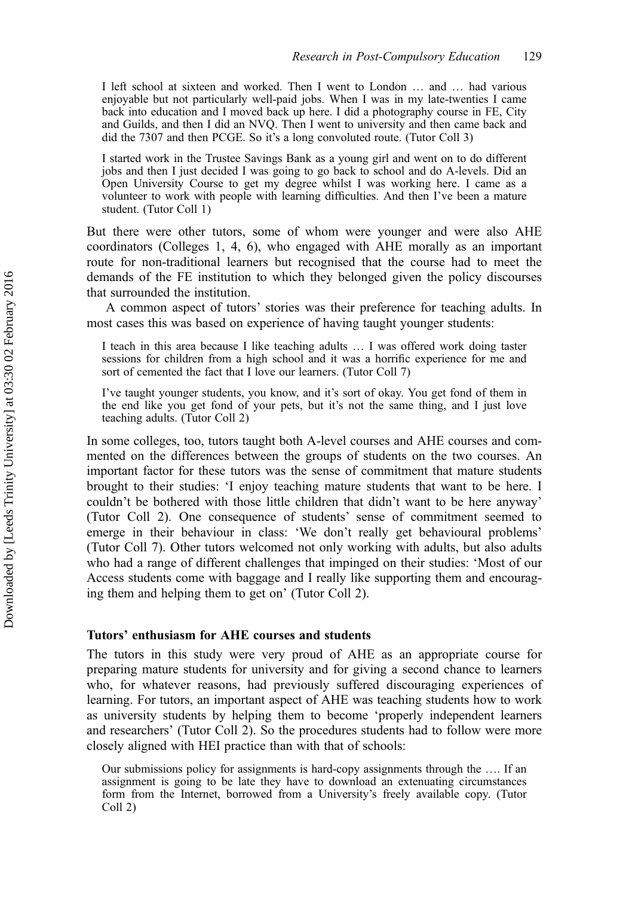> I left school at sixteen and worked. Then I went to London … and … had various enjoyable but not particularly well-paid jobs. When I was in my late-twenties I came back into education and I moved back up here. I did a photography course in FE, City and Guilds, and then I did an NVQ. Then I went to university and then came back and did the 7307 and then PCGE. So it's a long convoluted route. (Tutor Coll 3)

> I started work in the Trustee Savings Bank as a young girl and went on to do different jobs and then I just decided I was going to go back to school and do A-levels. Did an Open University Course to get my degree whilst I was working here. I came as a volunteer to work with people with learning difficulties. And then I've been a mature student. (Tutor Coll 1)

But there were other tutors, some of whom were younger and were also AHE coordinators (Colleges 1, 4, 6), who engaged with AHE morally as an important route for non-traditional learners but recognised that the course had to meet the demands of the FE institution to which they belonged given the policy discourses that surrounded the institution.

A common aspect of tutors' stories was their preference for teaching adults. In most cases this was based on experience of having taught younger students:

> I teach in this area because I like teaching adults … I was offered work doing taster sessions for children from a high school and it was a horrific experience for me and sort of cemented the fact that I love our learners. (Tutor Coll 7)

> I've taught younger students, you know, and it's sort of okay. You get fond of them in the end like you get fond of your pets, but it's not the same thing, and I just love teaching adults. (Tutor Coll 2)

In some colleges, too, tutors taught both A-level courses and AHE courses and commented on the differences between the groups of students on the two courses. An important factor for these tutors was the sense of commitment that mature students brought to their studies: 'I enjoy teaching mature students that want to be here. I couldn't be bothered with those little children that didn't want to be here anyway' (Tutor Coll 2). One consequence of students' sense of commitment seemed to emerge in their behaviour in class: 'We don't really get behavioural problems' (Tutor Coll 7). Other tutors welcomed not only working with adults, but also adults who had a range of different challenges that impinged on their studies: 'Most of our Access students come with baggage and I really like supporting them and encouraging them and helping them to get on' (Tutor Coll 2).

### Tutors' enthusiasm for AHE courses and students

The tutors in this study were very proud of AHE as an appropriate course for preparing mature students for university and for giving a second chance to learners who, for whatever reasons, had previously suffered discouraging experiences of learning. For tutors, an important aspect of AHE was teaching students how to work as university students by helping them to become 'properly independent learners and researchers' (Tutor Coll 2). So the procedures students had to follow were more closely aligned with HEI practice than with that of schools:

> Our submissions policy for assignments is hard-copy assignments through the …. If an assignment is going to be late they have to download an extenuating circumstances form from the Internet, borrowed from a University's freely available copy. (Tutor Coll 2)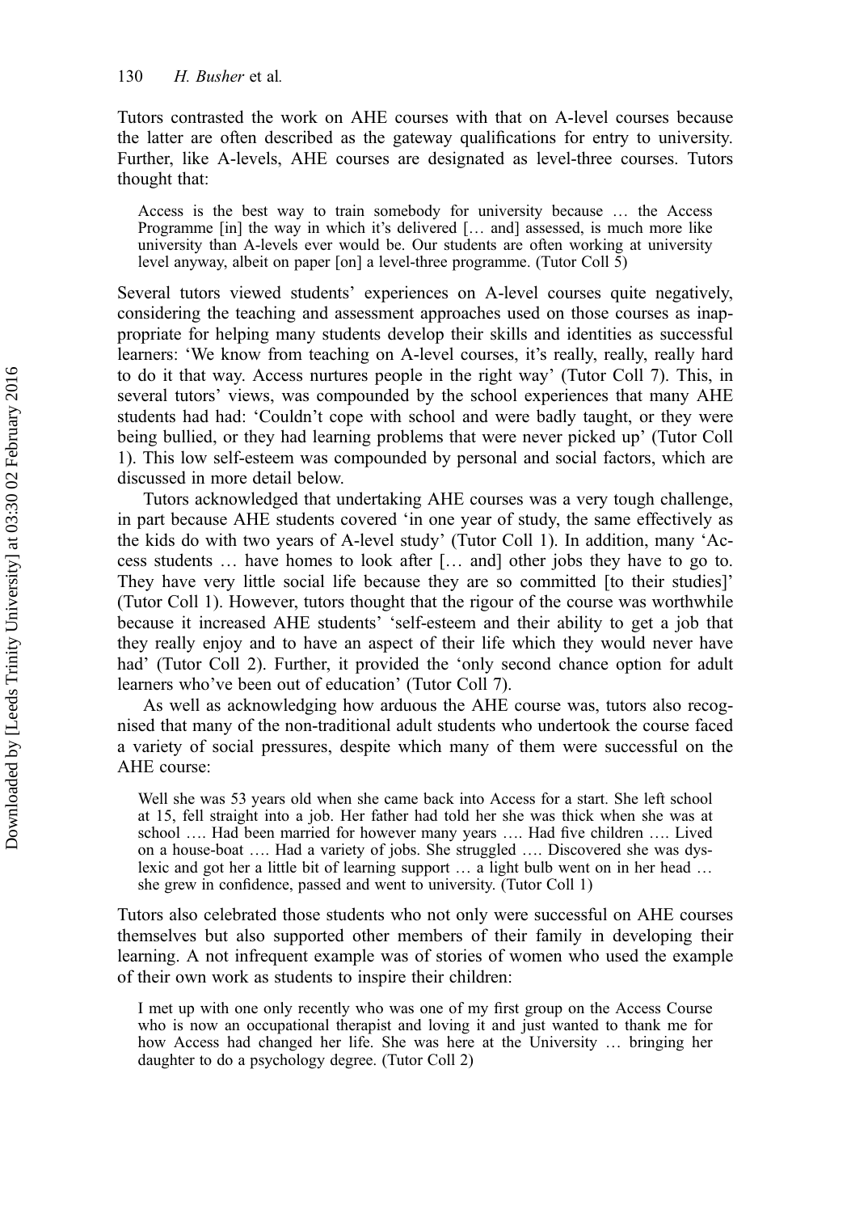Tutors contrasted the work on AHE courses with that on A-level courses because the latter are often described as the gateway qualifications for entry to university. Further, like A-levels, AHE courses are designated as level-three courses. Tutors thought that:

> Access is the best way to train somebody for university because … the Access Programme [in] the way in which it's delivered [… and] assessed, is much more like university than A-levels ever would be. Our students are often working at university level anyway, albeit on paper [on] a level-three programme. (Tutor Coll 5)

Several tutors viewed students' experiences on A-level courses quite negatively, considering the teaching and assessment approaches used on those courses as inappropriate for helping many students develop their skills and identities as successful learners: 'We know from teaching on A-level courses, it's really, really, really hard to do it that way. Access nurtures people in the right way' (Tutor Coll 7). This, in several tutors' views, was compounded by the school experiences that many AHE students had had: 'Couldn't cope with school and were badly taught, or they were being bullied, or they had learning problems that were never picked up' (Tutor Coll 1). This low self-esteem was compounded by personal and social factors, which are discussed in more detail below.

Tutors acknowledged that undertaking AHE courses was a very tough challenge, in part because AHE students covered 'in one year of study, the same effectively as the kids do with two years of A-level study' (Tutor Coll 1). In addition, many 'Access students … have homes to look after [… and] other jobs they have to go to. They have very little social life because they are so committed [to their studies]' (Tutor Coll 1). However, tutors thought that the rigour of the course was worthwhile because it increased AHE students' 'self-esteem and their ability to get a job that they really enjoy and to have an aspect of their life which they would never have had' (Tutor Coll 2). Further, it provided the 'only second chance option for adult learners who've been out of education' (Tutor Coll 7).

As well as acknowledging how arduous the AHE course was, tutors also recognised that many of the non-traditional adult students who undertook the course faced a variety of social pressures, despite which many of them were successful on the AHE course:

> Well she was 53 years old when she came back into Access for a start. She left school at 15, fell straight into a job. Her father had told her she was thick when she was at school …. Had been married for however many years …. Had five children …. Lived on a house-boat …. Had a variety of jobs. She struggled …. Discovered she was dyslexic and got her a little bit of learning support … a light bulb went on in her head … she grew in confidence, passed and went to university. (Tutor Coll 1)

Tutors also celebrated those students who not only were successful on AHE courses themselves but also supported other members of their family in developing their learning. A not infrequent example was of stories of women who used the example of their own work as students to inspire their children:

> I met up with one only recently who was one of my first group on the Access Course who is now an occupational therapist and loving it and just wanted to thank me for how Access had changed her life. She was here at the University … bringing her daughter to do a psychology degree. (Tutor Coll 2)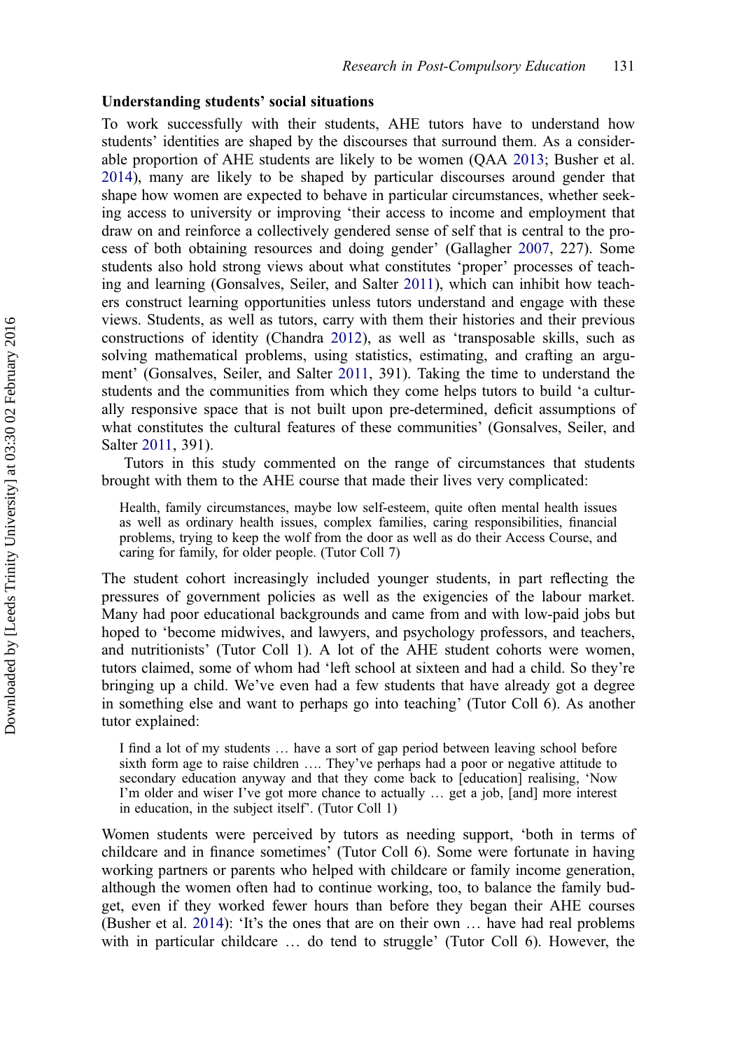**Understanding students' social situations**

To work successfully with their students, AHE tutors have to understand how students' identities are shaped by the discourses that surround them. As a considerable proportion of AHE students are likely to be women (QAA 2013; Busher et al. 2014), many are likely to be shaped by particular discourses around gender that shape how women are expected to behave in particular circumstances, whether seeking access to university or improving 'their access to income and employment that draw on and reinforce a collectively gendered sense of self that is central to the process of both obtaining resources and doing gender' (Gallagher 2007, 227). Some students also hold strong views about what constitutes 'proper' processes of teaching and learning (Gonsalves, Seiler, and Salter 2011), which can inhibit how teachers construct learning opportunities unless tutors understand and engage with these views. Students, as well as tutors, carry with them their histories and their previous constructions of identity (Chandra 2012), as well as 'transposable skills, such as solving mathematical problems, using statistics, estimating, and crafting an argument' (Gonsalves, Seiler, and Salter 2011, 391). Taking the time to understand the students and the communities from which they come helps tutors to build 'a culturally responsive space that is not built upon pre-determined, deficit assumptions of what constitutes the cultural features of these communities' (Gonsalves, Seiler, and Salter 2011, 391).

Tutors in this study commented on the range of circumstances that students brought with them to the AHE course that made their lives very complicated:

> Health, family circumstances, maybe low self-esteem, quite often mental health issues as well as ordinary health issues, complex families, caring responsibilities, financial problems, trying to keep the wolf from the door as well as do their Access Course, and caring for family, for older people. (Tutor Coll 7)

The student cohort increasingly included younger students, in part reflecting the pressures of government policies as well as the exigencies of the labour market. Many had poor educational backgrounds and came from and with low-paid jobs but hoped to 'become midwives, and lawyers, and psychology professors, and teachers, and nutritionists' (Tutor Coll 1). A lot of the AHE student cohorts were women, tutors claimed, some of whom had 'left school at sixteen and had a child. So they're bringing up a child. We've even had a few students that have already got a degree in something else and want to perhaps go into teaching' (Tutor Coll 6). As another tutor explained:

> I find a lot of my students … have a sort of gap period between leaving school before sixth form age to raise children …. They've perhaps had a poor or negative attitude to secondary education anyway and that they come back to [education] realising, 'Now I'm older and wiser I've got more chance to actually … get a job, [and] more interest in education, in the subject itself'. (Tutor Coll 1)

Women students were perceived by tutors as needing support, 'both in terms of childcare and in finance sometimes' (Tutor Coll 6). Some were fortunate in having working partners or parents who helped with childcare or family income generation, although the women often had to continue working, too, to balance the family budget, even if they worked fewer hours than before they began their AHE courses (Busher et al. 2014): 'It's the ones that are on their own … have had real problems with in particular childcare … do tend to struggle' (Tutor Coll 6). However, the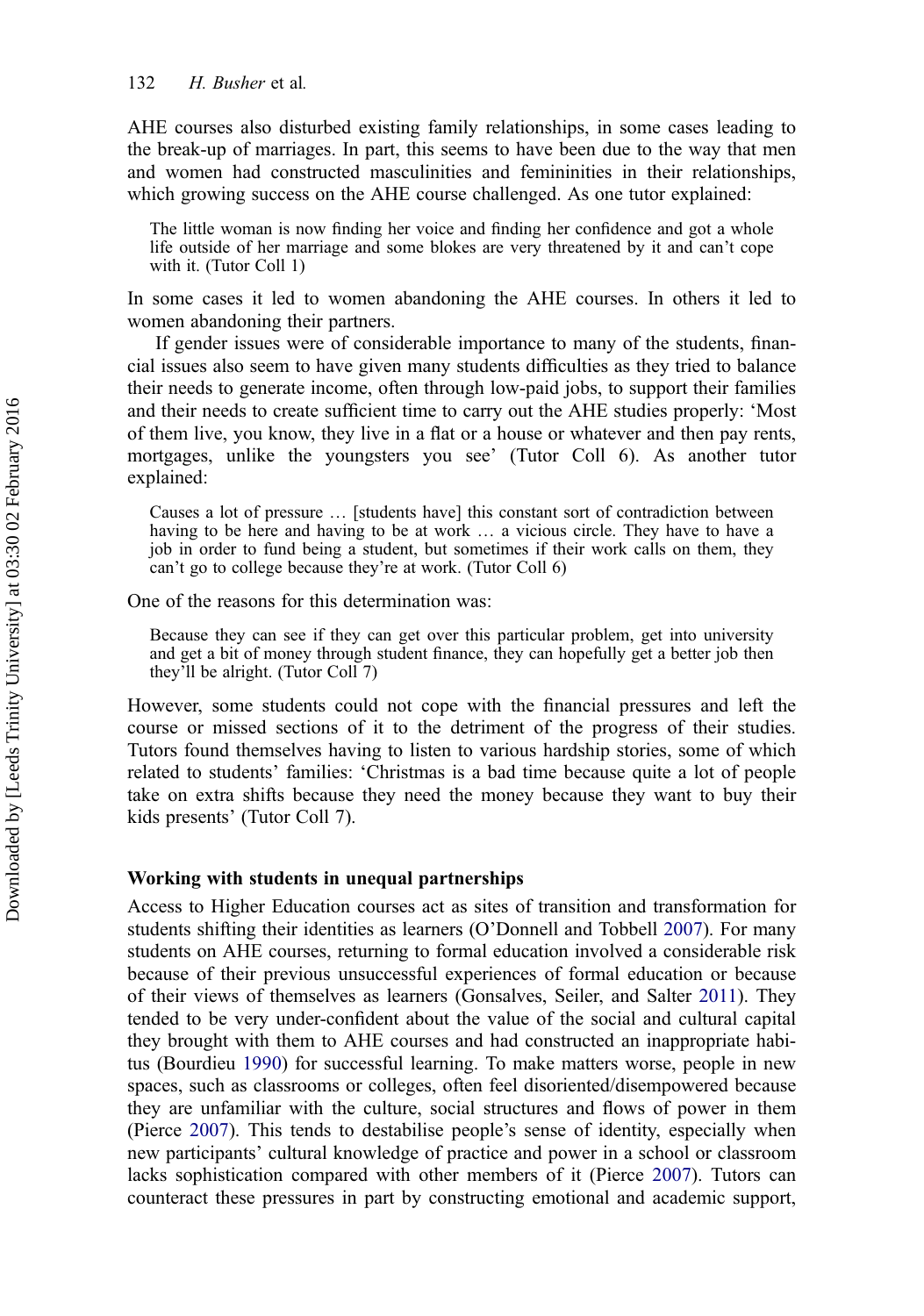AHE courses also disturbed existing family relationships, in some cases leading to the break-up of marriages. In part, this seems to have been due to the way that men and women had constructed masculinities and femininities in their relationships, which growing success on the AHE course challenged. As one tutor explained:

> The little woman is now finding her voice and finding her confidence and got a whole life outside of her marriage and some blokes are very threatened by it and can't cope with it. (Tutor Coll 1)

In some cases it led to women abandoning the AHE courses. In others it led to women abandoning their partners.

If gender issues were of considerable importance to many of the students, financial issues also seem to have given many students difficulties as they tried to balance their needs to generate income, often through low-paid jobs, to support their families and their needs to create sufficient time to carry out the AHE studies properly: 'Most of them live, you know, they live in a flat or a house or whatever and then pay rents, mortgages, unlike the youngsters you see' (Tutor Coll 6). As another tutor explained:

> Causes a lot of pressure … [students have] this constant sort of contradiction between having to be here and having to be at work … a vicious circle. They have to have a job in order to fund being a student, but sometimes if their work calls on them, they can't go to college because they're at work. (Tutor Coll 6)

One of the reasons for this determination was:

> Because they can see if they can get over this particular problem, get into university and get a bit of money through student finance, they can hopefully get a better job then they'll be alright. (Tutor Coll 7)

However, some students could not cope with the financial pressures and left the course or missed sections of it to the detriment of the progress of their studies. Tutors found themselves having to listen to various hardship stories, some of which related to students' families: 'Christmas is a bad time because quite a lot of people take on extra shifts because they need the money because they want to buy their kids presents' (Tutor Coll 7).

## Working with students in unequal partnerships

Access to Higher Education courses act as sites of transition and transformation for students shifting their identities as learners (O'Donnell and Tobbell 2007). For many students on AHE courses, returning to formal education involved a considerable risk because of their previous unsuccessful experiences of formal education or because of their views of themselves as learners (Gonsalves, Seiler, and Salter 2011). They tended to be very under-confident about the value of the social and cultural capital they brought with them to AHE courses and had constructed an inappropriate habitus (Bourdieu 1990) for successful learning. To make matters worse, people in new spaces, such as classrooms or colleges, often feel disoriented/disempowered because they are unfamiliar with the culture, social structures and flows of power in them (Pierce 2007). This tends to destabilise people's sense of identity, especially when new participants' cultural knowledge of practice and power in a school or classroom lacks sophistication compared with other members of it (Pierce 2007). Tutors can counteract these pressures in part by constructing emotional and academic support,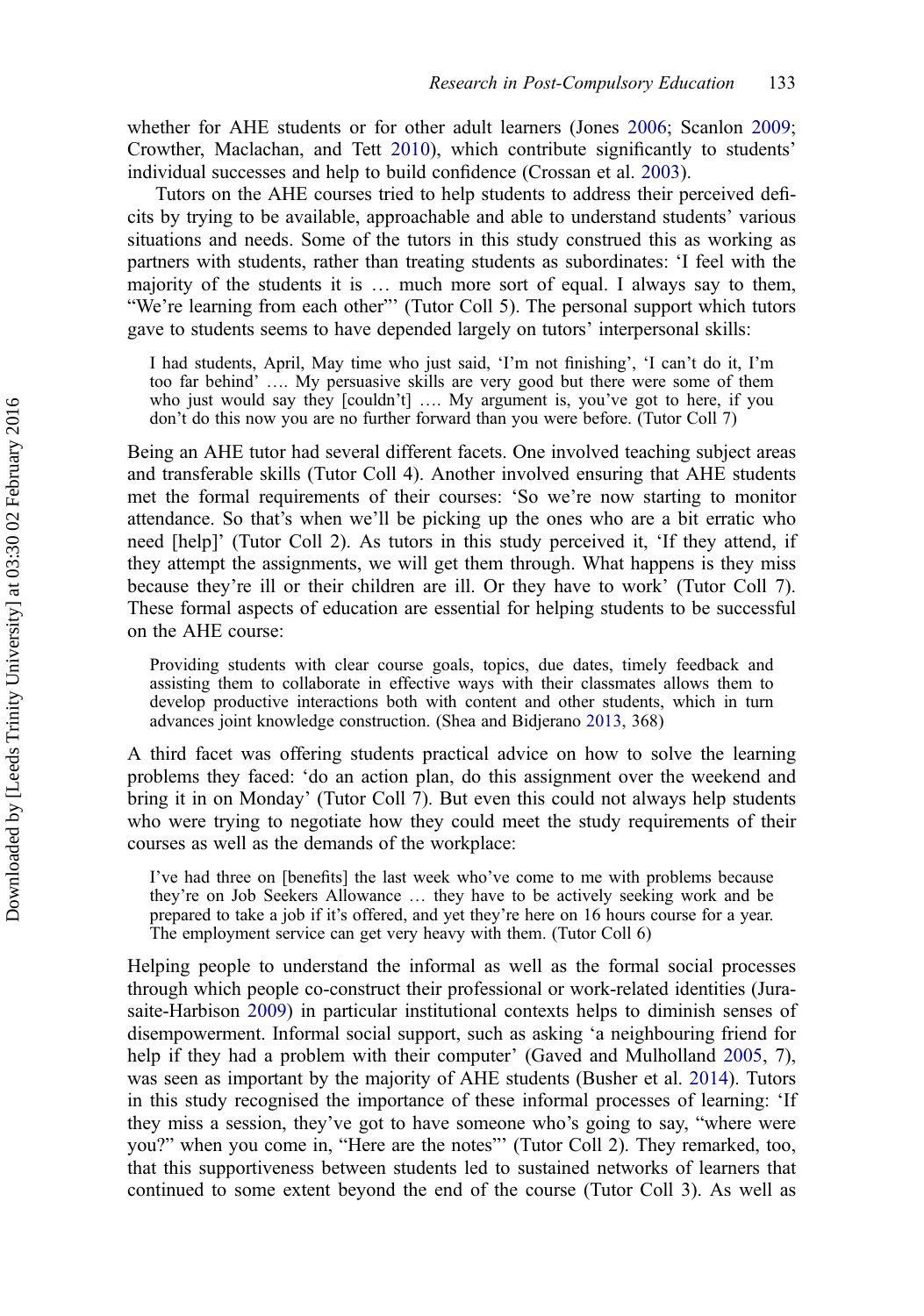whether for AHE students or for other adult learners (Jones 2006; Scanlon 2009; Crowther, Maclachan, and Tett 2010), which contribute significantly to students' individual successes and help to build confidence (Crossan et al. 2003).

Tutors on the AHE courses tried to help students to address their perceived deficits by trying to be available, approachable and able to understand students' various situations and needs. Some of the tutors in this study construed this as working as partners with students, rather than treating students as subordinates: 'I feel with the majority of the students it is … much more sort of equal. I always say to them, "We're learning from each other"' (Tutor Coll 5). The personal support which tutors gave to students seems to have depended largely on tutors' interpersonal skills:

> I had students, April, May time who just said, 'I'm not finishing', 'I can't do it, I'm too far behind' …. My persuasive skills are very good but there were some of them who just would say they [couldn't] …. My argument is, you've got to here, if you don't do this now you are no further forward than you were before. (Tutor Coll 7)

Being an AHE tutor had several different facets. One involved teaching subject areas and transferable skills (Tutor Coll 4). Another involved ensuring that AHE students met the formal requirements of their courses: 'So we're now starting to monitor attendance. So that's when we'll be picking up the ones who are a bit erratic who need [help]' (Tutor Coll 2). As tutors in this study perceived it, 'If they attend, if they attempt the assignments, we will get them through. What happens is they miss because they're ill or their children are ill. Or they have to work' (Tutor Coll 7). These formal aspects of education are essential for helping students to be successful on the AHE course:

> Providing students with clear course goals, topics, due dates, timely feedback and assisting them to collaborate in effective ways with their classmates allows them to develop productive interactions both with content and other students, which in turn advances joint knowledge construction. (Shea and Bidjerano 2013, 368)

A third facet was offering students practical advice on how to solve the learning problems they faced: 'do an action plan, do this assignment over the weekend and bring it in on Monday' (Tutor Coll 7). But even this could not always help students who were trying to negotiate how they could meet the study requirements of their courses as well as the demands of the workplace:

> I've had three on [benefits] the last week who've come to me with problems because they're on Job Seekers Allowance … they have to be actively seeking work and be prepared to take a job if it's offered, and yet they're here on 16 hours course for a year. The employment service can get very heavy with them. (Tutor Coll 6)

Helping people to understand the informal as well as the formal social processes through which people co-construct their professional or work-related identities (Jurasaite-Harbison 2009) in particular institutional contexts helps to diminish senses of disempowerment. Informal social support, such as asking 'a neighbouring friend for help if they had a problem with their computer' (Gaved and Mulholland 2005, 7), was seen as important by the majority of AHE students (Busher et al. 2014). Tutors in this study recognised the importance of these informal processes of learning: 'If they miss a session, they've got to have someone who's going to say, "where were you?" when you come in, "Here are the notes"' (Tutor Coll 2). They remarked, too, that this supportiveness between students led to sustained networks of learners that continued to some extent beyond the end of the course (Tutor Coll 3). As well as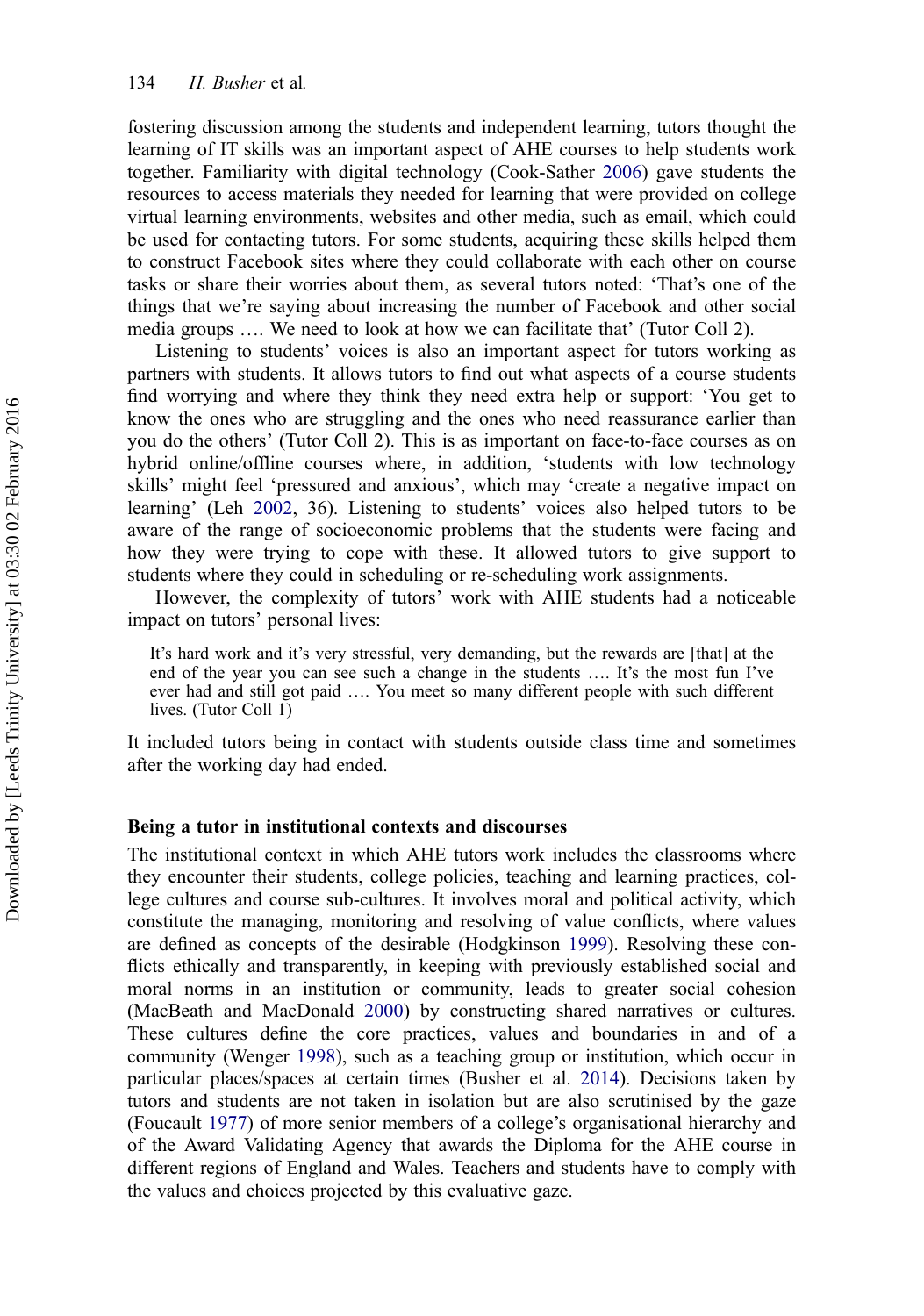fostering discussion among the students and independent learning, tutors thought the learning of IT skills was an important aspect of AHE courses to help students work together. Familiarity with digital technology (Cook-Sather 2006) gave students the resources to access materials they needed for learning that were provided on college virtual learning environments, websites and other media, such as email, which could be used for contacting tutors. For some students, acquiring these skills helped them to construct Facebook sites where they could collaborate with each other on course tasks or share their worries about them, as several tutors noted: 'That's one of the things that we're saying about increasing the number of Facebook and other social media groups …. We need to look at how we can facilitate that' (Tutor Coll 2).

Listening to students' voices is also an important aspect for tutors working as partners with students. It allows tutors to find out what aspects of a course students find worrying and where they think they need extra help or support: 'You get to know the ones who are struggling and the ones who need reassurance earlier than you do the others' (Tutor Coll 2). This is as important on face-to-face courses as on hybrid online/offline courses where, in addition, 'students with low technology skills' might feel 'pressured and anxious', which may 'create a negative impact on learning' (Leh 2002, 36). Listening to students' voices also helped tutors to be aware of the range of socioeconomic problems that the students were facing and how they were trying to cope with these. It allowed tutors to give support to students where they could in scheduling or re-scheduling work assignments.

However, the complexity of tutors' work with AHE students had a noticeable impact on tutors' personal lives:

> It's hard work and it's very stressful, very demanding, but the rewards are [that] at the end of the year you can see such a change in the students …. It's the most fun I've ever had and still got paid …. You meet so many different people with such different lives. (Tutor Coll 1)

It included tutors being in contact with students outside class time and sometimes after the working day had ended.

### Being a tutor in institutional contexts and discourses

The institutional context in which AHE tutors work includes the classrooms where they encounter their students, college policies, teaching and learning practices, college cultures and course sub-cultures. It involves moral and political activity, which constitute the managing, monitoring and resolving of value conflicts, where values are defined as concepts of the desirable (Hodgkinson 1999). Resolving these conflicts ethically and transparently, in keeping with previously established social and moral norms in an institution or community, leads to greater social cohesion (MacBeath and MacDonald 2000) by constructing shared narratives or cultures. These cultures define the core practices, values and boundaries in and of a community (Wenger 1998), such as a teaching group or institution, which occur in particular places/spaces at certain times (Busher et al. 2014). Decisions taken by tutors and students are not taken in isolation but are also scrutinised by the gaze (Foucault 1977) of more senior members of a college's organisational hierarchy and of the Award Validating Agency that awards the Diploma for the AHE course in different regions of England and Wales. Teachers and students have to comply with the values and choices projected by this evaluative gaze.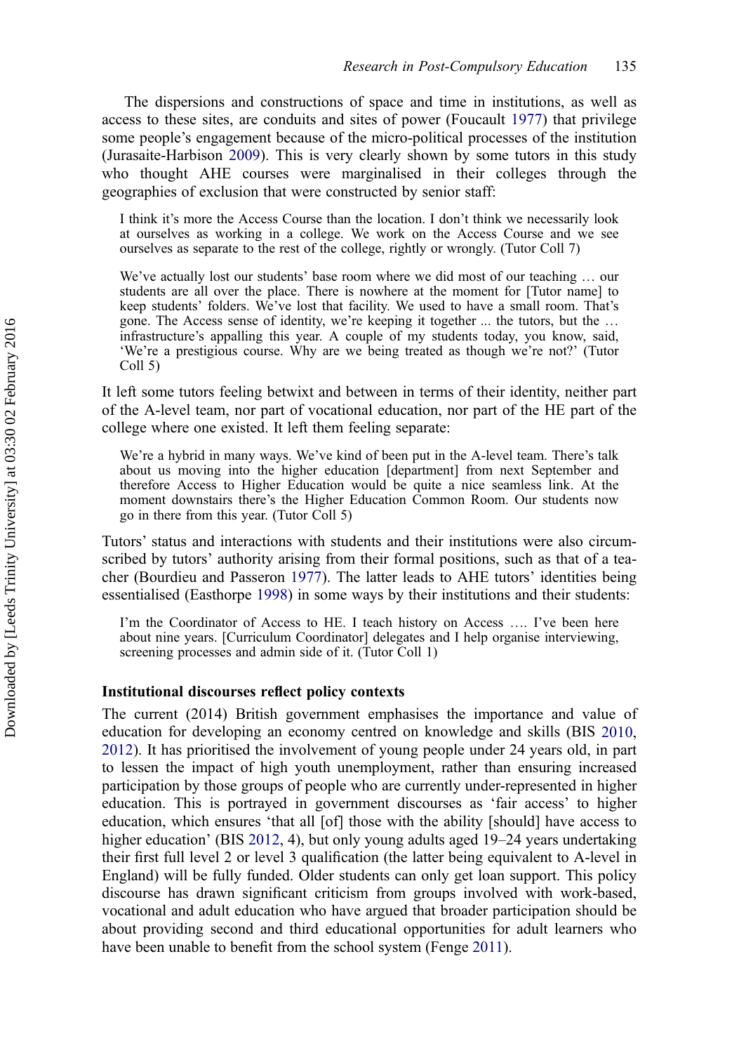The dispersions and constructions of space and time in institutions, as well as access to these sites, are conduits and sites of power (Foucault 1977) that privilege some people's engagement because of the micro-political processes of the institution (Jurasaite-Harbison 2009). This is very clearly shown by some tutors in this study who thought AHE courses were marginalised in their colleges through the geographies of exclusion that were constructed by senior staff:

> I think it's more the Access Course than the location. I don't think we necessarily look at ourselves as working in a college. We work on the Access Course and we see ourselves as separate to the rest of the college, rightly or wrongly. (Tutor Coll 7)

> We've actually lost our students' base room where we did most of our teaching … our students are all over the place. There is nowhere at the moment for [Tutor name] to keep students' folders. We've lost that facility. We used to have a small room. That's gone. The Access sense of identity, we're keeping it together ... the tutors, but the … infrastructure's appalling this year. A couple of my students today, you know, said, 'We're a prestigious course. Why are we being treated as though we're not?' (Tutor Coll 5)

It left some tutors feeling betwixt and between in terms of their identity, neither part of the A-level team, nor part of vocational education, nor part of the HE part of the college where one existed. It left them feeling separate:

> We're a hybrid in many ways. We've kind of been put in the A-level team. There's talk about us moving into the higher education [department] from next September and therefore Access to Higher Education would be quite a nice seamless link. At the moment downstairs there's the Higher Education Common Room. Our students now go in there from this year. (Tutor Coll 5)

Tutors' status and interactions with students and their institutions were also circumscribed by tutors' authority arising from their formal positions, such as that of a teacher (Bourdieu and Passeron 1977). The latter leads to AHE tutors' identities being essentialised (Easthorpe 1998) in some ways by their institutions and their students:

> I'm the Coordinator of Access to HE. I teach history on Access …. I've been here about nine years. [Curriculum Coordinator] delegates and I help organise interviewing, screening processes and admin side of it. (Tutor Coll 1)

### Institutional discourses reflect policy contexts

The current (2014) British government emphasises the importance and value of education for developing an economy centred on knowledge and skills (BIS 2010, 2012). It has prioritised the involvement of young people under 24 years old, in part to lessen the impact of high youth unemployment, rather than ensuring increased participation by those groups of people who are currently under-represented in higher education. This is portrayed in government discourses as 'fair access' to higher education, which ensures 'that all [of] those with the ability [should] have access to higher education' (BIS 2012, 4), but only young adults aged 19–24 years undertaking their first full level 2 or level 3 qualification (the latter being equivalent to A-level in England) will be fully funded. Older students can only get loan support. This policy discourse has drawn significant criticism from groups involved with work-based, vocational and adult education who have argued that broader participation should be about providing second and third educational opportunities for adult learners who have been unable to benefit from the school system (Fenge 2011).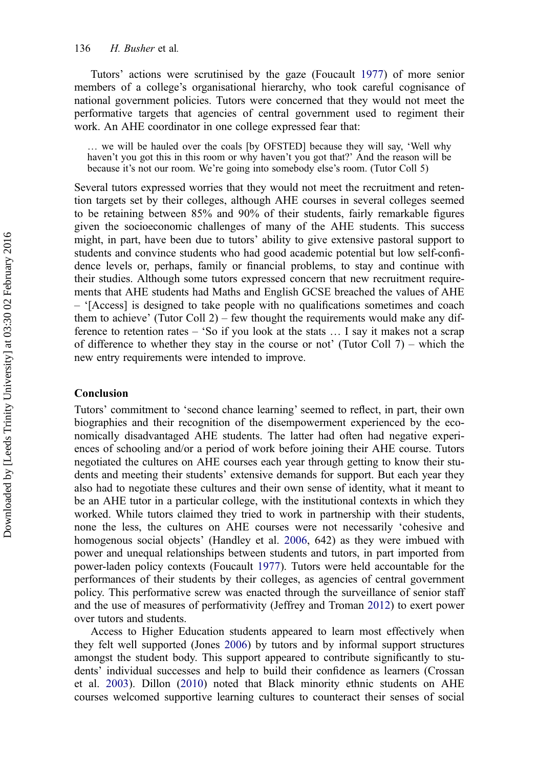Tutors' actions were scrutinised by the gaze (Foucault 1977) of more senior members of a college's organisational hierarchy, who took careful cognisance of national government policies. Tutors were concerned that they would not meet the performative targets that agencies of central government used to regiment their work. An AHE coordinator in one college expressed fear that:

> … we will be hauled over the coals [by OFSTED] because they will say, 'Well why haven't you got this in this room or why haven't you got that?' And the reason will be because it's not our room. We're going into somebody else's room. (Tutor Coll 5)

Several tutors expressed worries that they would not meet the recruitment and retention targets set by their colleges, although AHE courses in several colleges seemed to be retaining between 85% and 90% of their students, fairly remarkable figures given the socioeconomic challenges of many of the AHE students. This success might, in part, have been due to tutors' ability to give extensive pastoral support to students and convince students who had good academic potential but low self-confidence levels or, perhaps, family or financial problems, to stay and continue with their studies. Although some tutors expressed concern that new recruitment requirements that AHE students had Maths and English GCSE breached the values of AHE – '[Access] is designed to take people with no qualifications sometimes and coach them to achieve' (Tutor Coll 2) – few thought the requirements would make any difference to retention rates – 'So if you look at the stats … I say it makes not a scrap of difference to whether they stay in the course or not' (Tutor Coll 7) – which the new entry requirements were intended to improve.

## Conclusion

Tutors' commitment to 'second chance learning' seemed to reflect, in part, their own biographies and their recognition of the disempowerment experienced by the economically disadvantaged AHE students. The latter had often had negative experiences of schooling and/or a period of work before joining their AHE course. Tutors negotiated the cultures on AHE courses each year through getting to know their students and meeting their students' extensive demands for support. But each year they also had to negotiate these cultures and their own sense of identity, what it meant to be an AHE tutor in a particular college, with the institutional contexts in which they worked. While tutors claimed they tried to work in partnership with their students, none the less, the cultures on AHE courses were not necessarily 'cohesive and homogenous social objects' (Handley et al. 2006, 642) as they were imbued with power and unequal relationships between students and tutors, in part imported from power-laden policy contexts (Foucault 1977). Tutors were held accountable for the performances of their students by their colleges, as agencies of central government policy. This performative screw was enacted through the surveillance of senior staff and the use of measures of performativity (Jeffrey and Troman 2012) to exert power over tutors and students.

Access to Higher Education students appeared to learn most effectively when they felt well supported (Jones 2006) by tutors and by informal support structures amongst the student body. This support appeared to contribute significantly to students' individual successes and help to build their confidence as learners (Crossan et al. 2003). Dillon (2010) noted that Black minority ethnic students on AHE courses welcomed supportive learning cultures to counteract their senses of social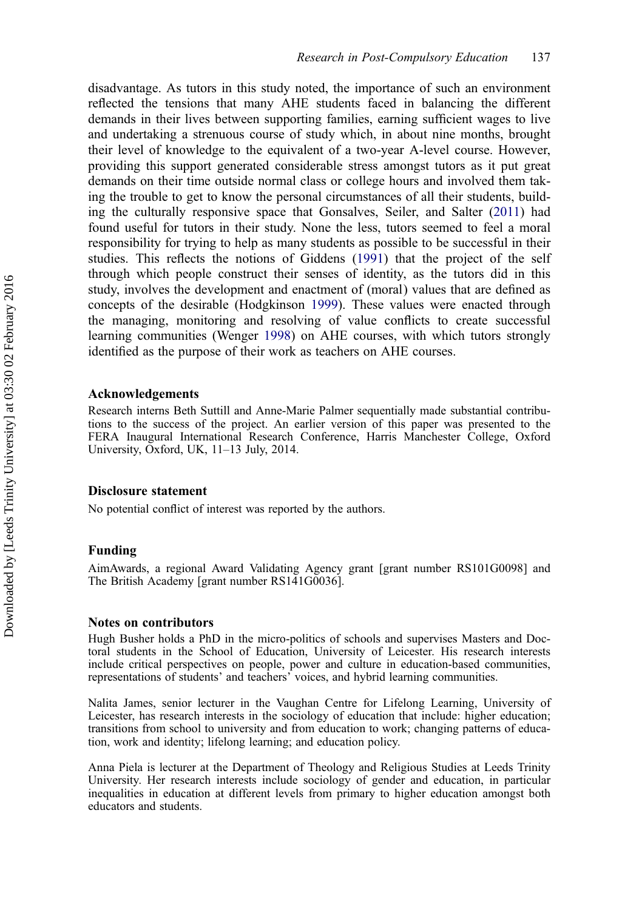disadvantage. As tutors in this study noted, the importance of such an environment reflected the tensions that many AHE students faced in balancing the different demands in their lives between supporting families, earning sufficient wages to live and undertaking a strenuous course of study which, in about nine months, brought their level of knowledge to the equivalent of a two-year A-level course. However, providing this support generated considerable stress amongst tutors as it put great demands on their time outside normal class or college hours and involved them taking the trouble to get to know the personal circumstances of all their students, building the culturally responsive space that Gonsalves, Seiler, and Salter (2011) had found useful for tutors in their study. None the less, tutors seemed to feel a moral responsibility for trying to help as many students as possible to be successful in their studies. This reflects the notions of Giddens (1991) that the project of the self through which people construct their senses of identity, as the tutors did in this study, involves the development and enactment of (moral) values that are defined as concepts of the desirable (Hodgkinson 1999). These values were enacted through the managing, monitoring and resolving of value conflicts to create successful learning communities (Wenger 1998) on AHE courses, with which tutors strongly identified as the purpose of their work as teachers on AHE courses.

## Acknowledgements

Research interns Beth Suttill and Anne-Marie Palmer sequentially made substantial contributions to the success of the project. An earlier version of this paper was presented to the FERA Inaugural International Research Conference, Harris Manchester College, Oxford University, Oxford, UK, 11–13 July, 2014.

## Disclosure statement

No potential conflict of interest was reported by the authors.

## Funding

AimAwards, a regional Award Validating Agency grant [grant number RS101G0098] and The British Academy [grant number RS141G0036].

## Notes on contributors

Hugh Busher holds a PhD in the micro-politics of schools and supervises Masters and Doctoral students in the School of Education, University of Leicester. His research interests include critical perspectives on people, power and culture in education-based communities, representations of students' and teachers' voices, and hybrid learning communities.

Nalita James, senior lecturer in the Vaughan Centre for Lifelong Learning, University of Leicester, has research interests in the sociology of education that include: higher education; transitions from school to university and from education to work; changing patterns of education, work and identity; lifelong learning; and education policy.

Anna Piela is lecturer at the Department of Theology and Religious Studies at Leeds Trinity University. Her research interests include sociology of gender and education, in particular inequalities in education at different levels from primary to higher education amongst both educators and students.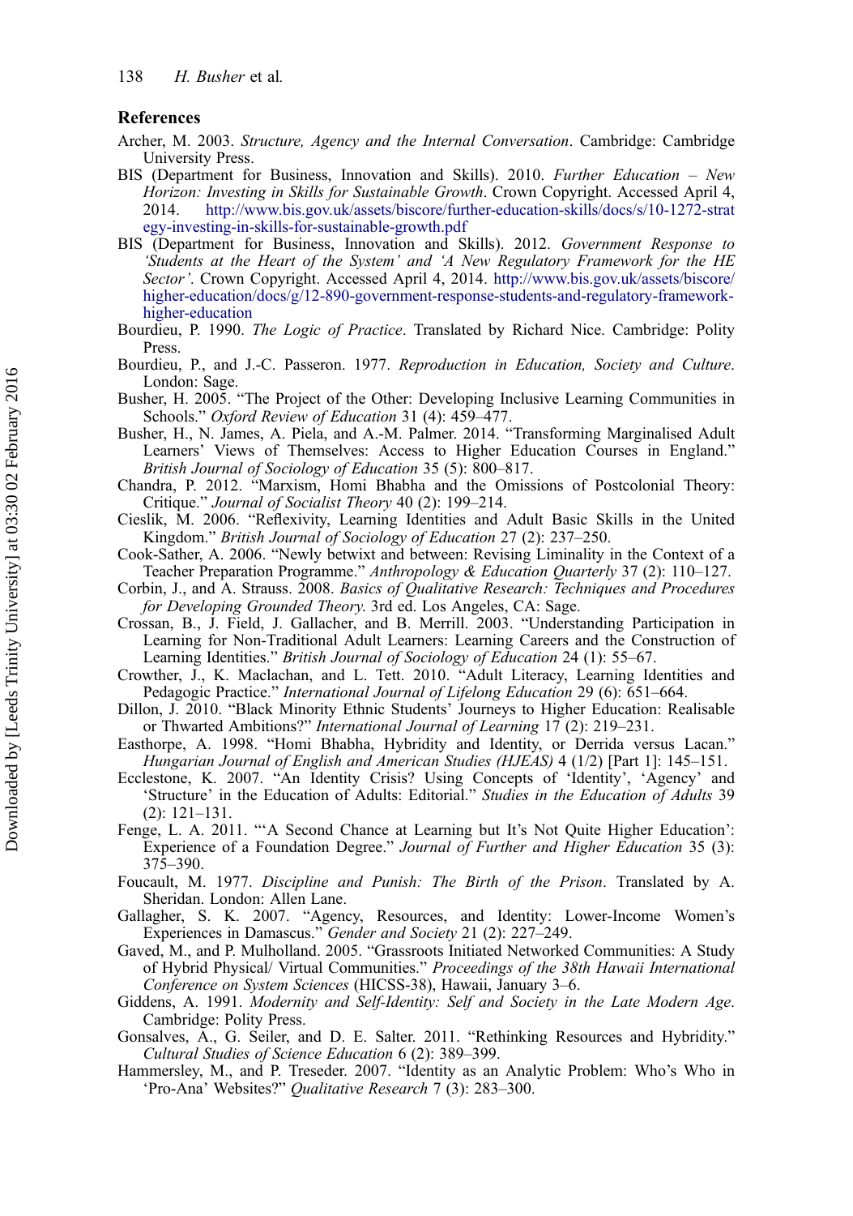## References

Archer, M. 2003. *Structure, Agency and the Internal Conversation*. Cambridge: Cambridge University Press.

BIS (Department for Business, Innovation and Skills). 2010. *Further Education – New Horizon: Investing in Skills for Sustainable Growth*. Crown Copyright. Accessed April 4, 2014. http://www.bis.gov.uk/assets/biscore/further-education-skills/docs/s/10-1272-strategy-investing-in-skills-for-sustainable-growth.pdf

BIS (Department for Business, Innovation and Skills). 2012. *Government Response to 'Students at the Heart of the System' and 'A New Regulatory Framework for the HE Sector'*. Crown Copyright. Accessed April 4, 2014. http://www.bis.gov.uk/assets/biscore/higher-education/docs/g/12-890-government-response-students-and-regulatory-framework-higher-education

Bourdieu, P. 1990. *The Logic of Practice*. Translated by Richard Nice. Cambridge: Polity Press.

Bourdieu, P., and J.-C. Passeron. 1977. *Reproduction in Education, Society and Culture*. London: Sage.

Busher, H. 2005. "The Project of the Other: Developing Inclusive Learning Communities in Schools." *Oxford Review of Education* 31 (4): 459–477.

Busher, H., N. James, A. Piela, and A.-M. Palmer. 2014. "Transforming Marginalised Adult Learners' Views of Themselves: Access to Higher Education Courses in England." *British Journal of Sociology of Education* 35 (5): 800–817.

Chandra, P. 2012. "Marxism, Homi Bhabha and the Omissions of Postcolonial Theory: Critique." *Journal of Socialist Theory* 40 (2): 199–214.

Cieslik, M. 2006. "Reflexivity, Learning Identities and Adult Basic Skills in the United Kingdom." *British Journal of Sociology of Education* 27 (2): 237–250.

Cook-Sather, A. 2006. "Newly betwixt and between: Revising Liminality in the Context of a Teacher Preparation Programme." *Anthropology & Education Quarterly* 37 (2): 110–127.

Corbin, J., and A. Strauss. 2008. *Basics of Qualitative Research: Techniques and Procedures for Developing Grounded Theory*. 3rd ed. Los Angeles, CA: Sage.

Crossan, B., J. Field, J. Gallacher, and B. Merrill. 2003. "Understanding Participation in Learning for Non-Traditional Adult Learners: Learning Careers and the Construction of Learning Identities." *British Journal of Sociology of Education* 24 (1): 55–67.

Crowther, J., K. Maclachan, and L. Tett. 2010. "Adult Literacy, Learning Identities and Pedagogic Practice." *International Journal of Lifelong Education* 29 (6): 651–664.

Dillon, J. 2010. "Black Minority Ethnic Students' Journeys to Higher Education: Realisable or Thwarted Ambitions?" *International Journal of Learning* 17 (2): 219–231.

Easthorpe, A. 1998. "Homi Bhabha, Hybridity and Identity, or Derrida versus Lacan." *Hungarian Journal of English and American Studies (HJEAS)* 4 (1/2) [Part 1]: 145–151.

Ecclestone, K. 2007. "An Identity Crisis? Using Concepts of 'Identity', 'Agency' and 'Structure' in the Education of Adults: Editorial." *Studies in the Education of Adults* 39 (2): 121–131.

Fenge, L. A. 2011. "'A Second Chance at Learning but It's Not Quite Higher Education': Experience of a Foundation Degree." *Journal of Further and Higher Education* 35 (3): 375–390.

Foucault, M. 1977. *Discipline and Punish: The Birth of the Prison*. Translated by A. Sheridan. London: Allen Lane.

Gallagher, S. K. 2007. "Agency, Resources, and Identity: Lower-Income Women's Experiences in Damascus." *Gender and Society* 21 (2): 227–249.

Gaved, M., and P. Mulholland. 2005. "Grassroots Initiated Networked Communities: A Study of Hybrid Physical/ Virtual Communities." *Proceedings of the 38th Hawaii International Conference on System Sciences* (HICSS-38), Hawaii, January 3–6.

Giddens, A. 1991. *Modernity and Self-Identity: Self and Society in the Late Modern Age*. Cambridge: Polity Press.

Gonsalves, A., G. Seiler, and D. E. Salter. 2011. "Rethinking Resources and Hybridity." *Cultural Studies of Science Education* 6 (2): 389–399.

Hammersley, M., and P. Treseder. 2007. "Identity as an Analytic Problem: Who's Who in 'Pro-Ana' Websites?" *Qualitative Research* 7 (3): 283–300.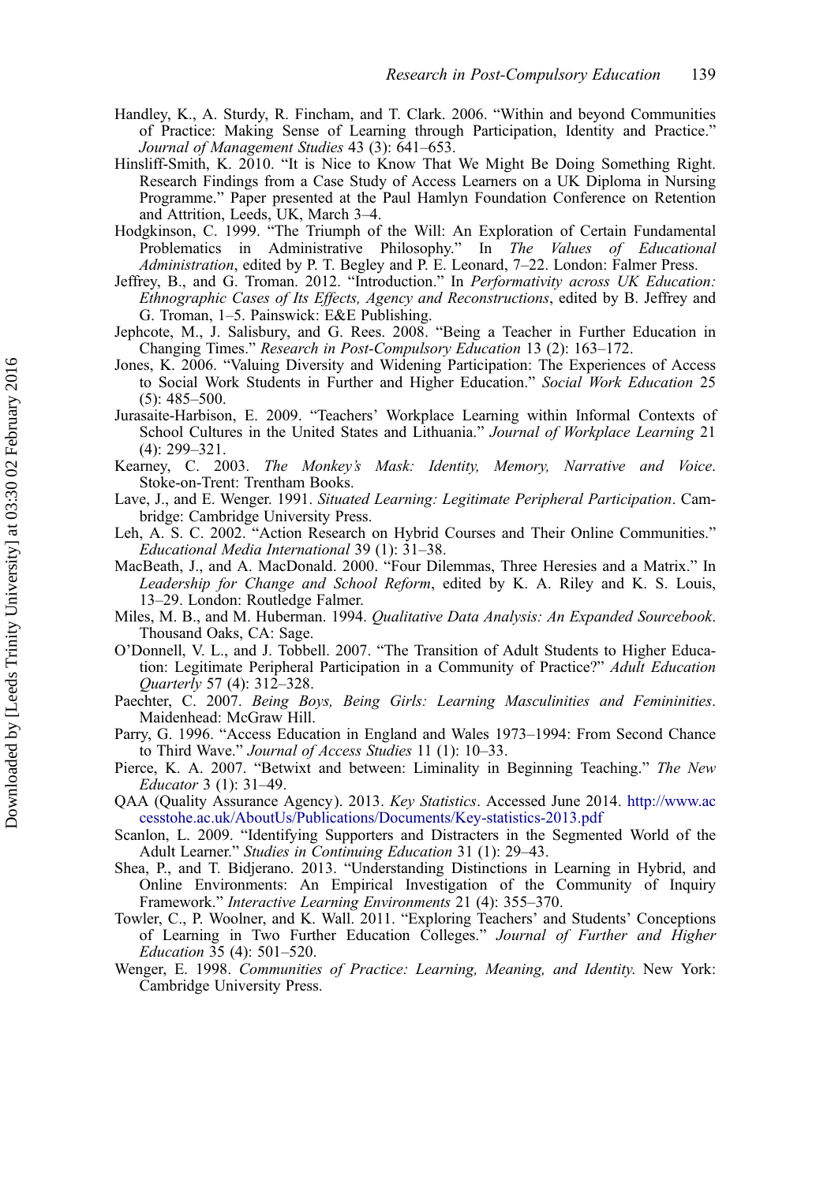Handley, K., A. Sturdy, R. Fincham, and T. Clark. 2006. “Within and beyond Communities of Practice: Making Sense of Learning through Participation, Identity and Practice.” *Journal of Management Studies* 43 (3): 641–653.

Hinsliff-Smith, K. 2010. “It is Nice to Know That We Might Be Doing Something Right. Research Findings from a Case Study of Access Learners on a UK Diploma in Nursing Programme.” Paper presented at the Paul Hamlyn Foundation Conference on Retention and Attrition, Leeds, UK, March 3–4.

Hodgkinson, C. 1999. “The Triumph of the Will: An Exploration of Certain Fundamental Problematics in Administrative Philosophy.” In *The Values of Educational Administration*, edited by P. T. Begley and P. E. Leonard, 7–22. London: Falmer Press.

Jeffrey, B., and G. Troman. 2012. “Introduction.” In *Performativity across UK Education: Ethnographic Cases of Its Effects, Agency and Reconstructions*, edited by B. Jeffrey and G. Troman, 1–5. Painswick: E&E Publishing.

Jephcote, M., J. Salisbury, and G. Rees. 2008. “Being a Teacher in Further Education in Changing Times.” *Research in Post-Compulsory Education* 13 (2): 163–172.

Jones, K. 2006. “Valuing Diversity and Widening Participation: The Experiences of Access to Social Work Students in Further and Higher Education.” *Social Work Education* 25 (5): 485–500.

Jurasaite-Harbison, E. 2009. “Teachers’ Workplace Learning within Informal Contexts of School Cultures in the United States and Lithuania.” *Journal of Workplace Learning* 21 (4): 299–321.

Kearney, C. 2003. *The Monkey’s Mask: Identity, Memory, Narrative and Voice*. Stoke-on-Trent: Trentham Books.

Lave, J., and E. Wenger. 1991. *Situated Learning: Legitimate Peripheral Participation*. Cambridge: Cambridge University Press.

Leh, A. S. C. 2002. “Action Research on Hybrid Courses and Their Online Communities.” *Educational Media International* 39 (1): 31–38.

MacBeath, J., and A. MacDonald. 2000. “Four Dilemmas, Three Heresies and a Matrix.” In *Leadership for Change and School Reform*, edited by K. A. Riley and K. S. Louis, 13–29. London: Routledge Falmer.

Miles, M. B., and M. Huberman. 1994. *Qualitative Data Analysis: An Expanded Sourcebook*. Thousand Oaks, CA: Sage.

O’Donnell, V. L., and J. Tobbell. 2007. “The Transition of Adult Students to Higher Education: Legitimate Peripheral Participation in a Community of Practice?” *Adult Education Quarterly* 57 (4): 312–328.

Paechter, C. 2007. *Being Boys, Being Girls: Learning Masculinities and Femininities*. Maidenhead: McGraw Hill.

Parry, G. 1996. “Access Education in England and Wales 1973–1994: From Second Chance to Third Wave.” *Journal of Access Studies* 11 (1): 10–33.

Pierce, K. A. 2007. “Betwixt and between: Liminality in Beginning Teaching.” *The New Educator* 3 (1): 31–49.

QAA (Quality Assurance Agency). 2013. *Key Statistics*. Accessed June 2014. http://www.accesstohe.ac.uk/AboutUs/Publications/Documents/Key-statistics-2013.pdf

Scanlon, L. 2009. “Identifying Supporters and Distracters in the Segmented World of the Adult Learner.” *Studies in Continuing Education* 31 (1): 29–43.

Shea, P., and T. Bidjerano. 2013. “Understanding Distinctions in Learning in Hybrid, and Online Environments: An Empirical Investigation of the Community of Inquiry Framework.” *Interactive Learning Environments* 21 (4): 355–370.

Towler, C., P. Woolner, and K. Wall. 2011. “Exploring Teachers’ and Students’ Conceptions of Learning in Two Further Education Colleges.” *Journal of Further and Higher Education* 35 (4): 501–520.

Wenger, E. 1998. *Communities of Practice: Learning, Meaning, and Identity.* New York: Cambridge University Press.